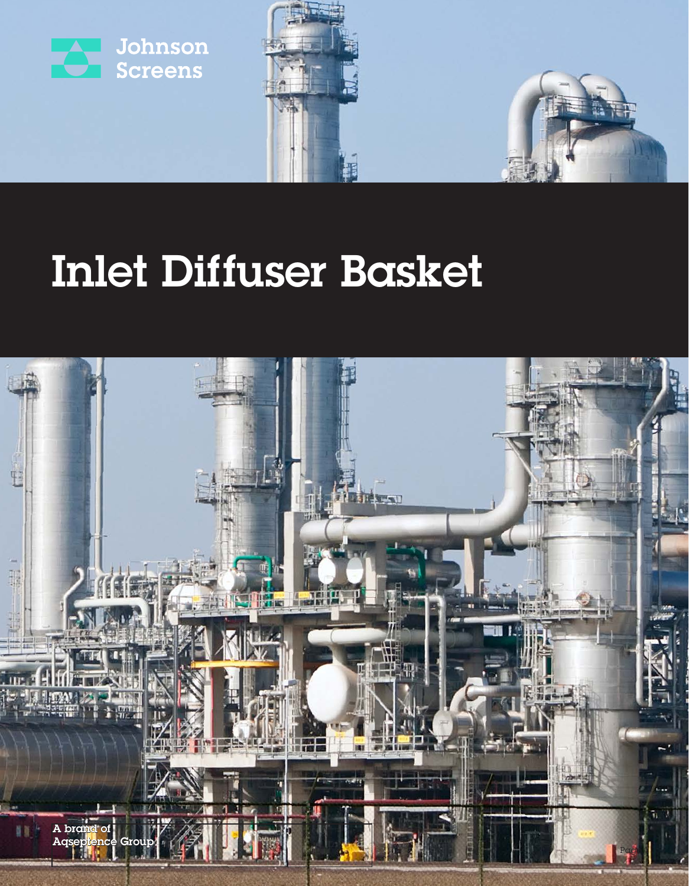Johnson Screens

# Inlet Diffuser Basket

A brand of
Aqseptence Group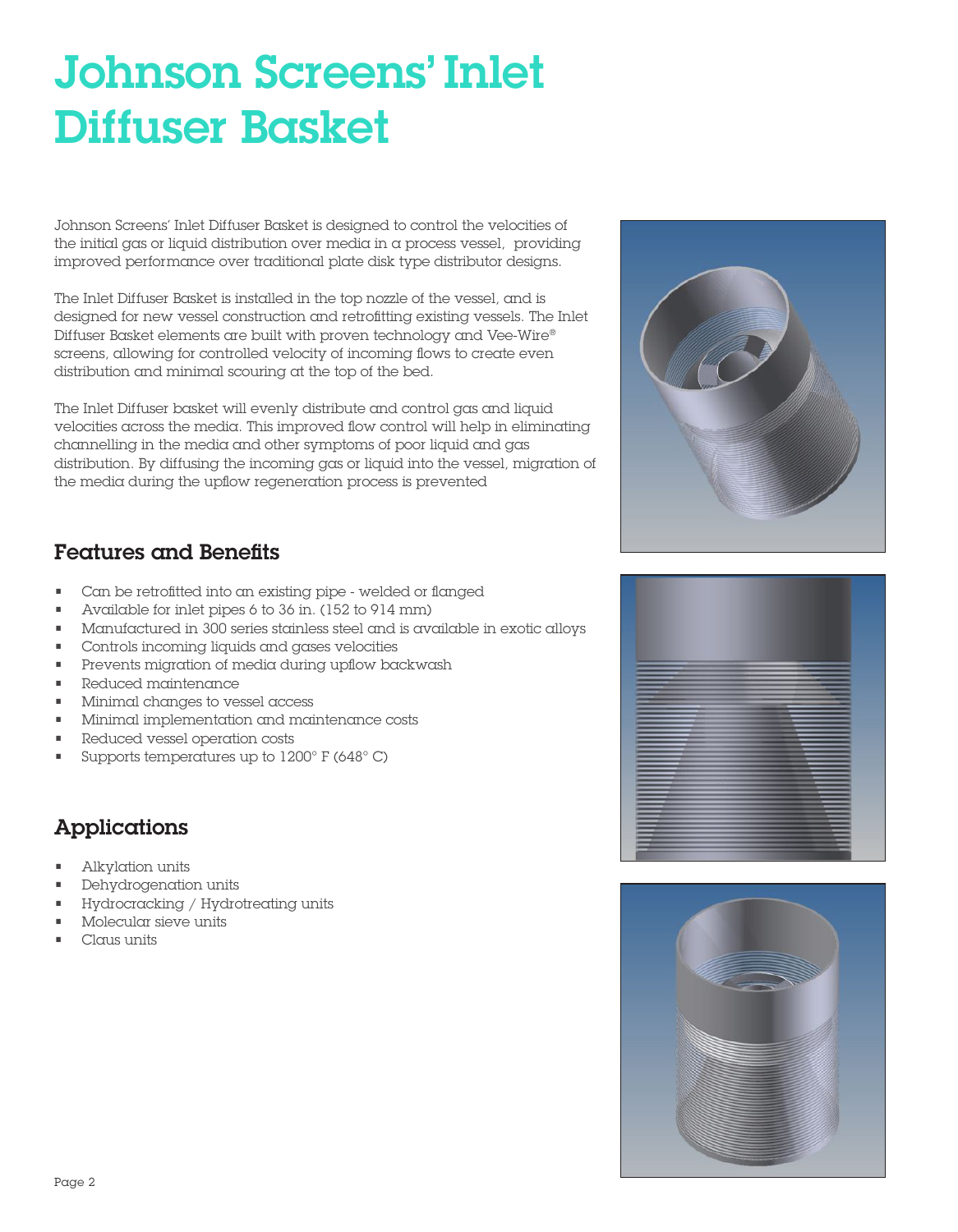# Johnson Screens' Inlet Diffuser Basket

Johnson Screens' Inlet Diffuser Basket is designed to control the velocities of the initial gas or liquid distribution over media in a process vessel, providing improved performance over traditional plate disk type distributor designs.

The Inlet Diffuser Basket is installed in the top nozzle of the vessel, and is designed for new vessel construction and retrofitting existing vessels. The Inlet Diffuser Basket elements are built with proven technology and Vee-Wire® screens, allowing for controlled velocity of incoming flows to create even distribution and minimal scouring at the top of the bed.

The Inlet Diffuser basket will evenly distribute and control gas and liquid velocities across the media. This improved flow control will help in eliminating channelling in the media and other symptoms of poor liquid and gas distribution. By diffusing the incoming gas or liquid into the vessel, migration of the media during the upflow regeneration process is prevented

## Features and Benefits

- Can be retrofitted into an existing pipe - welded or flanged
- Available for inlet pipes 6 to 36 in. (152 to 914 mm)
- Manufactured in 300 series stainless steel and is available in exotic alloys
- Controls incoming liquids and gases velocities
- Prevents migration of media during upflow backwash
- Reduced maintenance
- Minimal changes to vessel access
- Minimal implementation and maintenance costs
- Reduced vessel operation costs
- Supports temperatures up to 1200° F (648° C)

## Applications

- Alkylation units
- Dehydrogenation units
- Hydrocracking / Hydrotreating units
- Molecular sieve units
- Claus units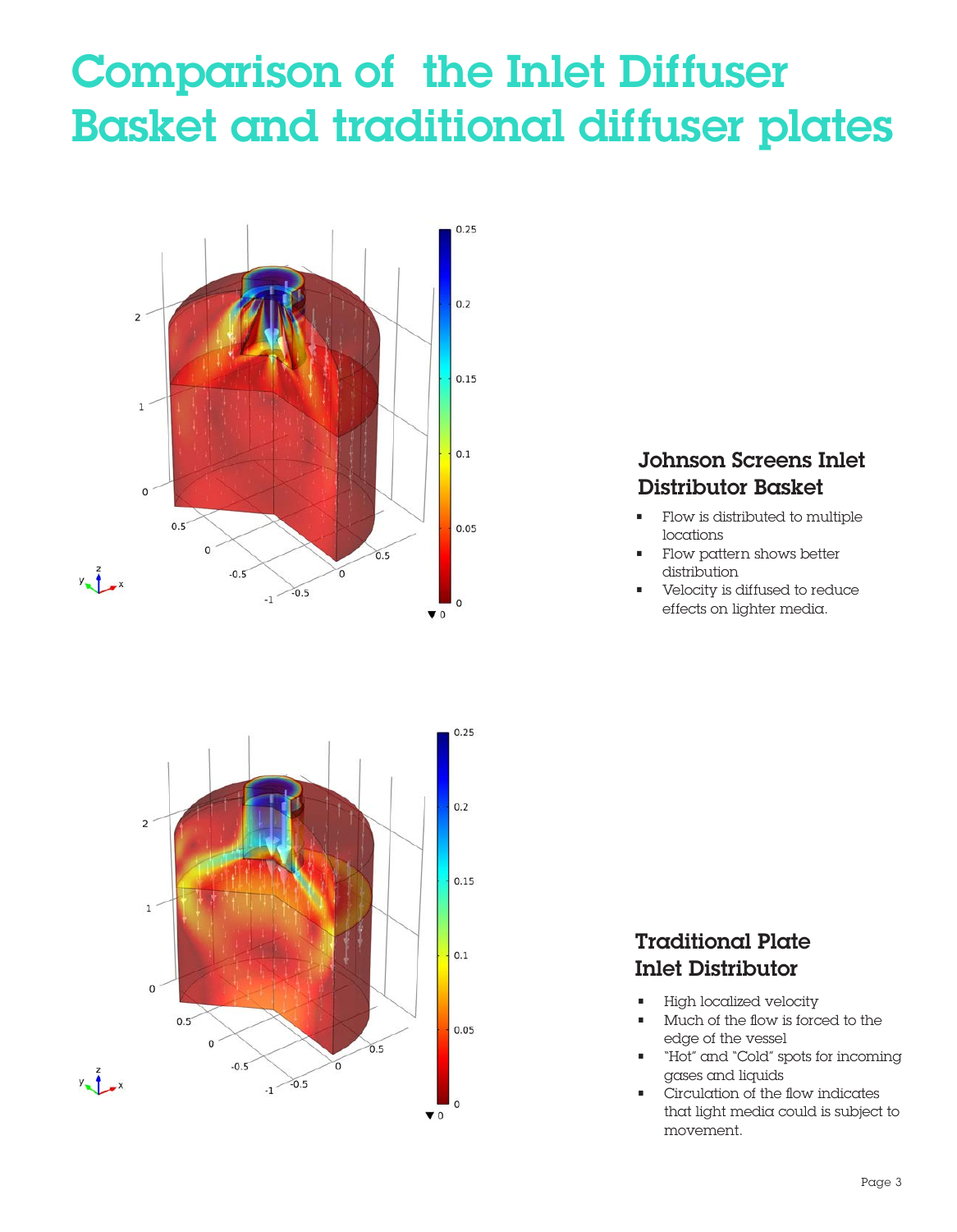# Comparison of the Inlet Diffuser Basket and traditional diffuser plates

## Johnson Screens Inlet Distributor Basket

- Flow is distributed to multiple locations
- Flow pattern shows better distribution
- Velocity is diffused to reduce effects on lighter media.

## Traditional Plate Inlet Distributor

- High localized velocity
- Much of the flow is forced to the edge of the vessel
- "Hot" and "Cold" spots for incoming gases and liquids
- Circulation of the flow indicates that light media could is subject to movement.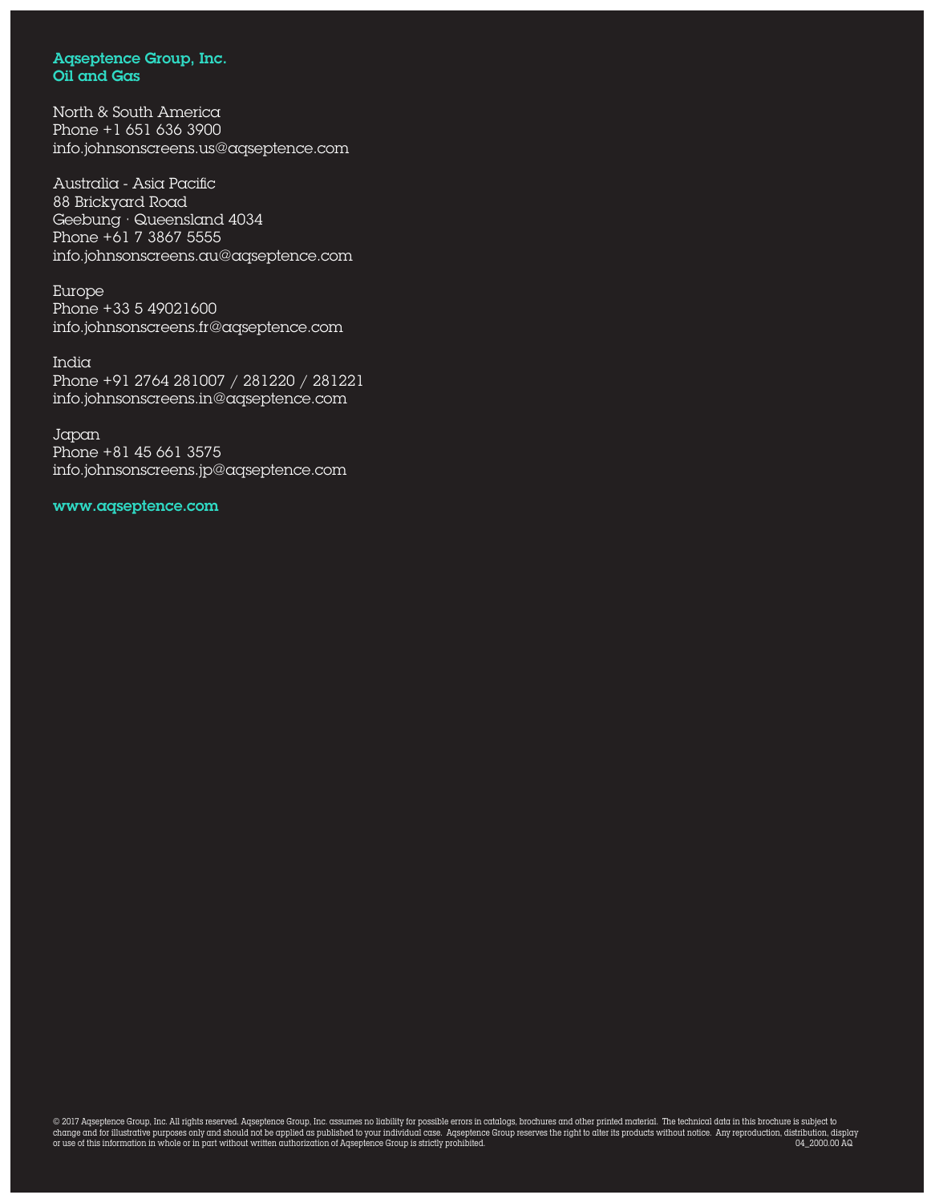**Aqseptence Group, Inc.**
**Oil and Gas**

North & South America
Phone +1 651 636 3900
info.johnsonscreens.us@aqseptence.com

Australia - Asia Pacific
88 Brickyard Road
Geebung · Queensland 4034
Phone +61 7 3867 5555
info.johnsonscreens.au@aqseptence.com

Europe
Phone +33 5 49021600
info.johnsonscreens.fr@aqseptence.com

India
Phone +91 2764 281007 / 281220 / 281221
info.johnsonscreens.in@aqseptence.com

Japan
Phone +81 45 661 3575
info.johnsonscreens.jp@aqseptence.com

**www.aqseptence.com**

© 2017 Aqseptence Group, Inc. All rights reserved. Aqseptence Group, Inc. assumes no liability for possible errors in catalogs, brochures and other printed material. The technical data in this brochure is subject to change and for illustrative purposes only and should not be applied as published to your individual case. Aqseptence Group reserves the right to alter its products without notice. Any reproduction, distribution, display or use of this information in whole or in part without written authorization of Aqseptence Group is strictly prohibited.

04_2000.00 AQ